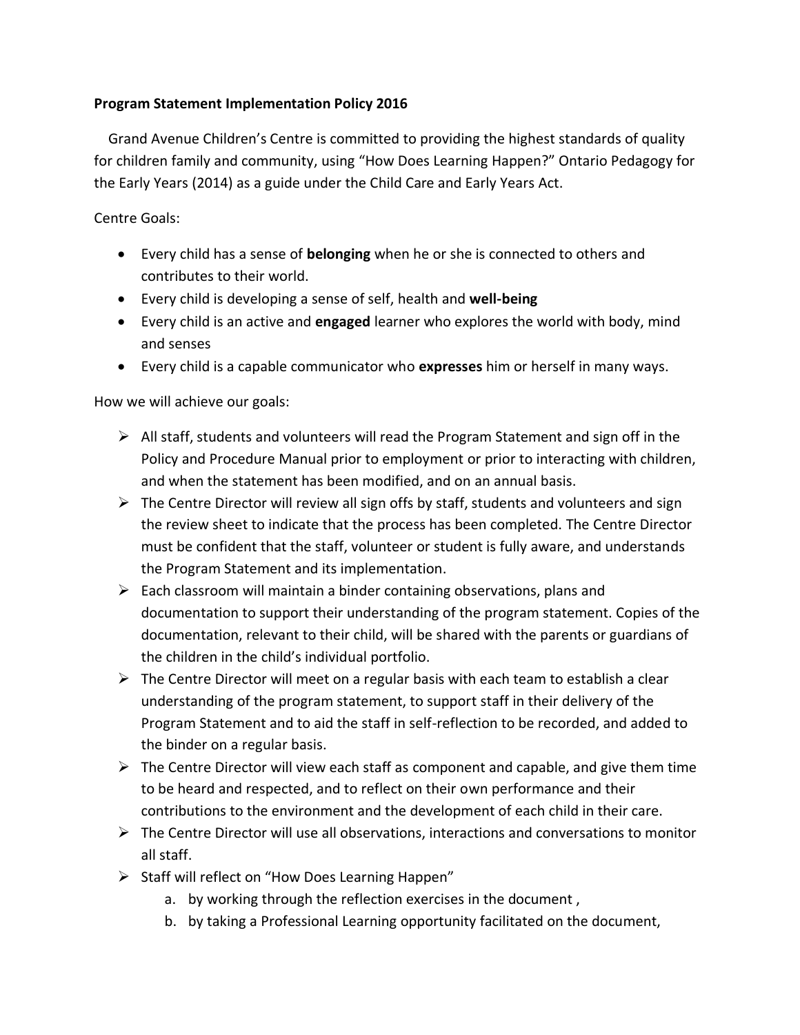**Program Statement Implementation Policy 2016**

Grand Avenue Children's Centre is committed to providing the highest standards of quality for children family and community, using "How Does Learning Happen?" Ontario Pedagogy for the Early Years (2014) as a guide under the Child Care and Early Years Act.

Centre Goals:

- Every child has a sense of **belonging** when he or she is connected to others and contributes to their world.
- Every child is developing a sense of self, health and **well-being**
- Every child is an active and **engaged** learner who explores the world with body, mind and senses
- Every child is a capable communicator who **expresses** him or herself in many ways.

How we will achieve our goals:

- All staff, students and volunteers will read the Program Statement and sign off in the Policy and Procedure Manual prior to employment or prior to interacting with children, and when the statement has been modified, and on an annual basis.
- The Centre Director will review all sign offs by staff, students and volunteers and sign the review sheet to indicate that the process has been completed. The Centre Director must be confident that the staff, volunteer or student is fully aware, and understands the Program Statement and its implementation.
- Each classroom will maintain a binder containing observations, plans and documentation to support their understanding of the program statement. Copies of the documentation, relevant to their child, will be shared with the parents or guardians of the children in the child's individual portfolio.
- The Centre Director will meet on a regular basis with each team to establish a clear understanding of the program statement, to support staff in their delivery of the Program Statement and to aid the staff in self-reflection to be recorded, and added to the binder on a regular basis.
- The Centre Director will view each staff as component and capable, and give them time to be heard and respected, and to reflect on their own performance and their contributions to the environment and the development of each child in their care.
- The Centre Director will use all observations, interactions and conversations to monitor all staff.
- Staff will reflect on "How Does Learning Happen"
    a. by working through the reflection exercises in the document ,
    b. by taking a Professional Learning opportunity facilitated on the document,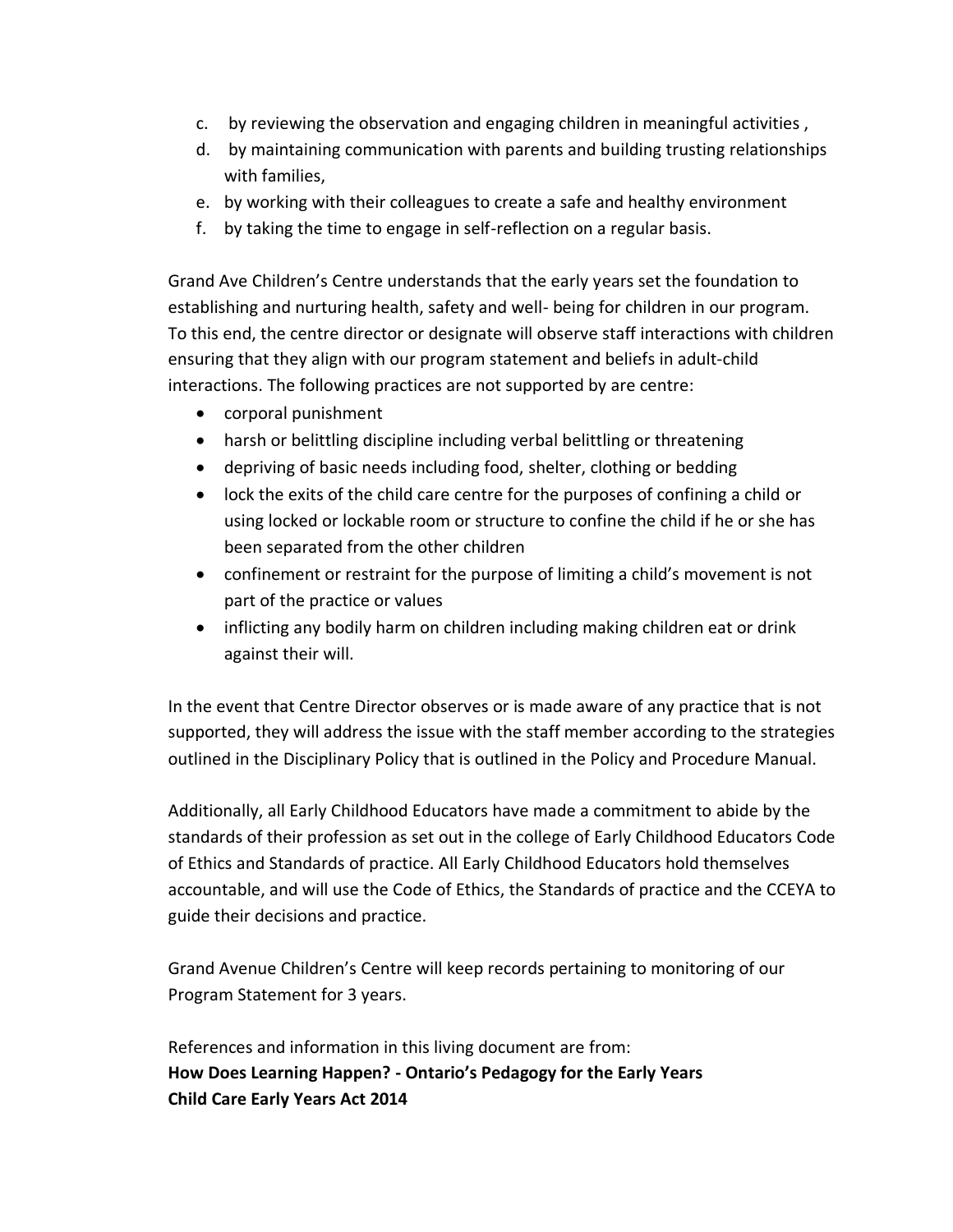c. by reviewing the observation and engaging children in meaningful activities ,
d. by maintaining communication with parents and building trusting relationships with families,
e. by working with their colleagues to create a safe and healthy environment
f. by taking the time to engage in self-reflection on a regular basis.

Grand Ave Children's Centre understands that the early years set the foundation to establishing and nurturing health, safety and well- being for children in our program. To this end, the centre director or designate will observe staff interactions with children ensuring that they align with our program statement and beliefs in adult-child interactions. The following practices are not supported by are centre:

- corporal punishment
- harsh or belittling discipline including verbal belittling or threatening
- depriving of basic needs including food, shelter, clothing or bedding
- lock the exits of the child care centre for the purposes of confining a child or using locked or lockable room or structure to confine the child if he or she has been separated from the other children
- confinement or restraint for the purpose of limiting a child's movement is not part of the practice or values
- inflicting any bodily harm on children including making children eat or drink against their will.

In the event that Centre Director observes or is made aware of any practice that is not supported, they will address the issue with the staff member according to the strategies outlined in the Disciplinary Policy that is outlined in the Policy and Procedure Manual.

Additionally, all Early Childhood Educators have made a commitment to abide by the standards of their profession as set out in the college of Early Childhood Educators Code of Ethics and Standards of practice. All Early Childhood Educators hold themselves accountable, and will use the Code of Ethics, the Standards of practice and the CCEYA to guide their decisions and practice.

Grand Avenue Children's Centre will keep records pertaining to monitoring of our Program Statement for 3 years.

References and information in this living document are from:
**How Does Learning Happen? - Ontario's Pedagogy for the Early Years**
**Child Care Early Years Act 2014**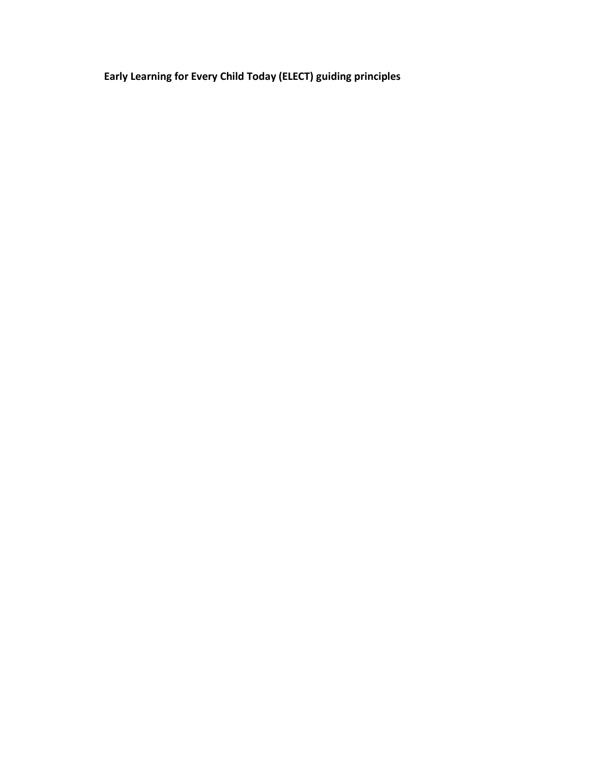**Early Learning for Every Child Today (ELECT) guiding principles**